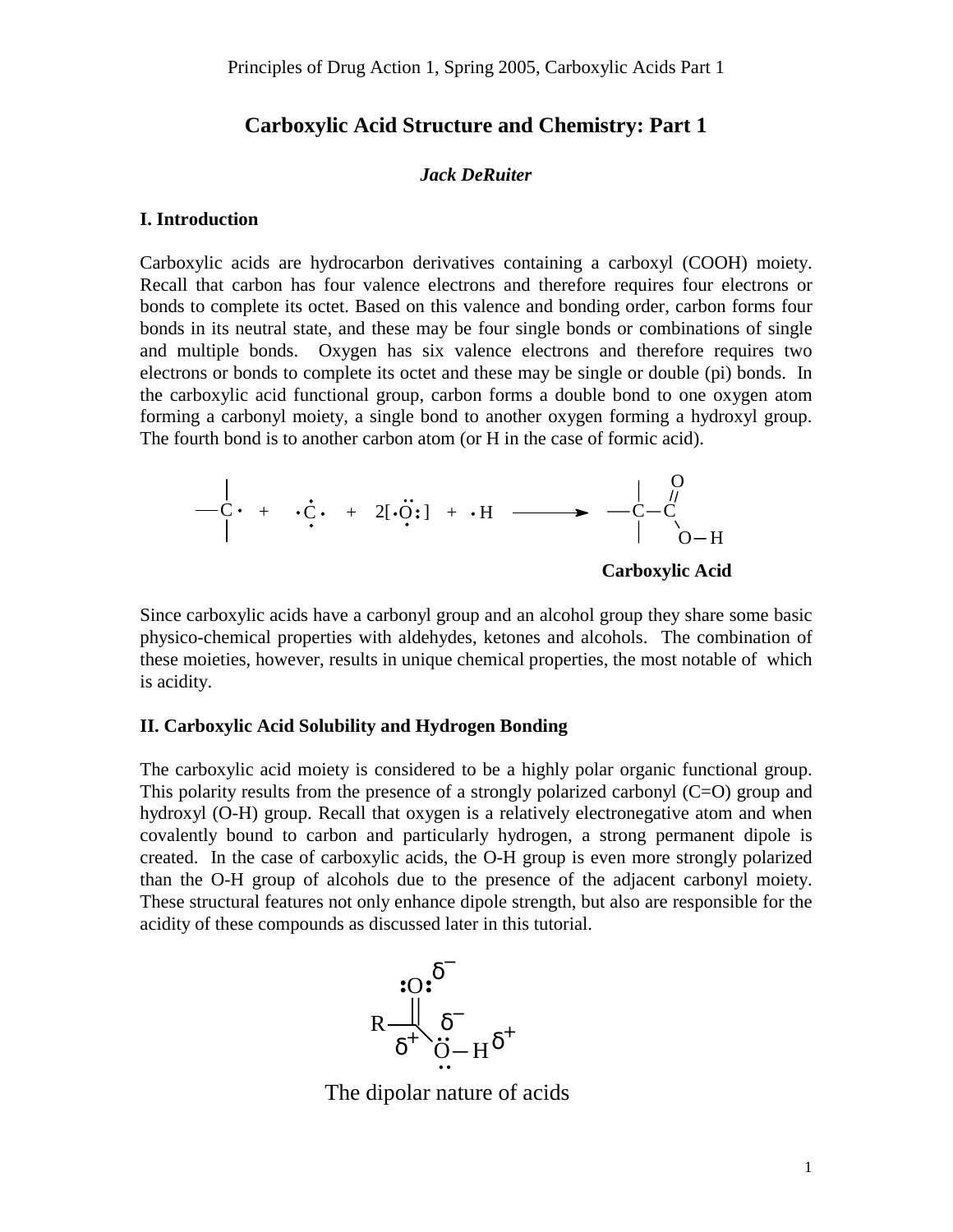# Carboxylic Acid Structure and Chemistry: Part 1

***Jack DeRuiter***

## I. Introduction

Carboxylic acids are hydrocarbon derivatives containing a carboxyl (COOH) moiety. Recall that carbon has four valence electrons and therefore requires four electrons or bonds to complete its octet. Based on this valence and bonding order, carbon forms four bonds in its neutral state, and these may be four single bonds or combinations of single and multiple bonds. Oxygen has six valence electrons and therefore requires two electrons or bonds to complete its octet and these may be single or double (pi) bonds. In the carboxylic acid functional group, carbon forms a double bond to one oxygen atom forming a carbonyl moiety, a single bond to another oxygen forming a hydroxyl group. The fourth bond is to another carbon atom (or H in the case of formic acid).

**Carboxylic Acid**

Since carboxylic acids have a carbonyl group and an alcohol group they share some basic physico-chemical properties with aldehydes, ketones and alcohols. The combination of these moieties, however, results in unique chemical properties, the most notable of which is acidity.

## II. Carboxylic Acid Solubility and Hydrogen Bonding

The carboxylic acid moiety is considered to be a highly polar organic functional group. This polarity results from the presence of a strongly polarized carbonyl (C=O) group and hydroxyl (O-H) group. Recall that oxygen is a relatively electronegative atom and when covalently bound to carbon and particularly hydrogen, a strong permanent dipole is created. In the case of carboxylic acids, the O-H group is even more strongly polarized than the O-H group of alcohols due to the presence of the adjacent carbonyl moiety. These structural features not only enhance dipole strength, but also are responsible for the acidity of these compounds as discussed later in this tutorial.

The dipolar nature of acids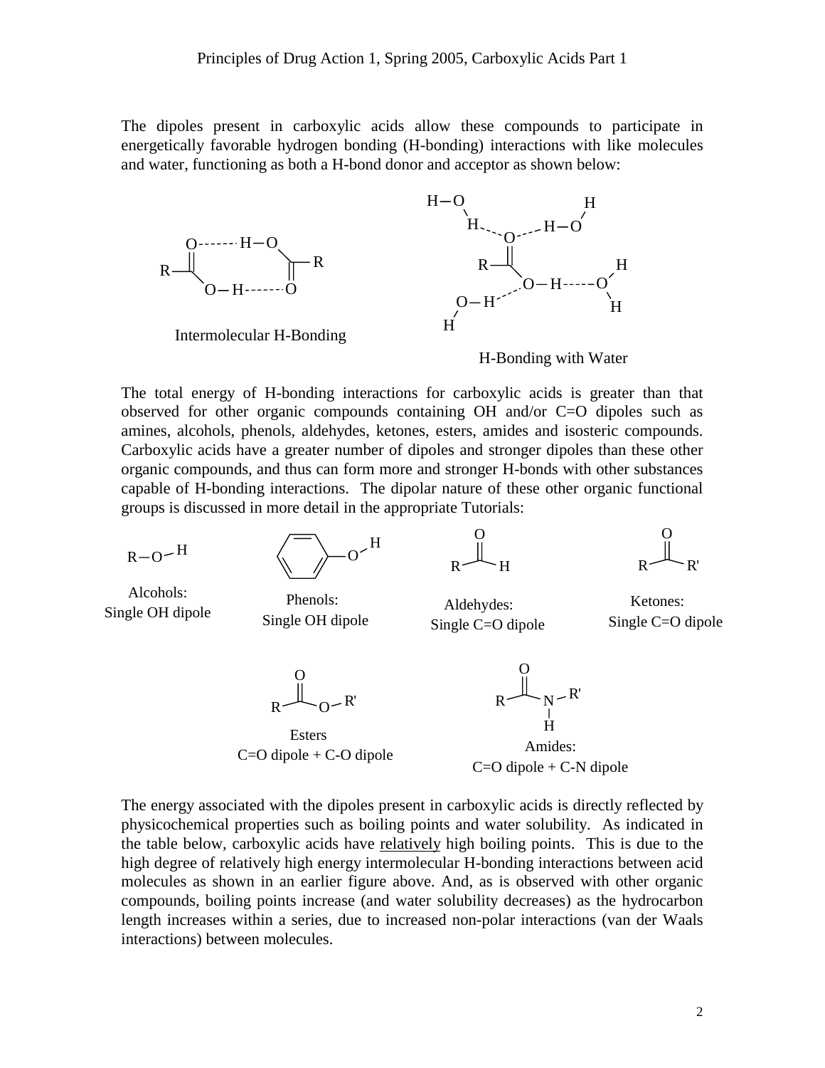The dipoles present in carboxylic acids allow these compounds to participate in energetically favorable hydrogen bonding (H-bonding) interactions with like molecules and water, functioning as both a H-bond donor and acceptor as shown below:

Intermolecular H-Bonding

H-Bonding with Water

The total energy of H-bonding interactions for carboxylic acids is greater than that observed for other organic compounds containing OH and/or C=O dipoles such as amines, alcohols, phenols, aldehydes, ketones, esters, amides and isosteric compounds. Carboxylic acids have a greater number of dipoles and stronger dipoles than these other organic compounds, and thus can form more and stronger H-bonds with other substances capable of H-bonding interactions. The dipolar nature of these other organic functional groups is discussed in more detail in the appropriate Tutorials:

Alcohols: Single OH dipole

Phenols: Single OH dipole

Aldehydes: Single C=O dipole

Ketones: Single C=O dipole

Esters C=O dipole + C-O dipole

Amides: C=O dipole + C-N dipole

The energy associated with the dipoles present in carboxylic acids is directly reflected by physicochemical properties such as boiling points and water solubility. As indicated in the table below, carboxylic acids have relatively high boiling points. This is due to the high degree of relatively high energy intermolecular H-bonding interactions between acid molecules as shown in an earlier figure above. And, as is observed with other organic compounds, boiling points increase (and water solubility decreases) as the hydrocarbon length increases within a series, due to increased non-polar interactions (van der Waals interactions) between molecules.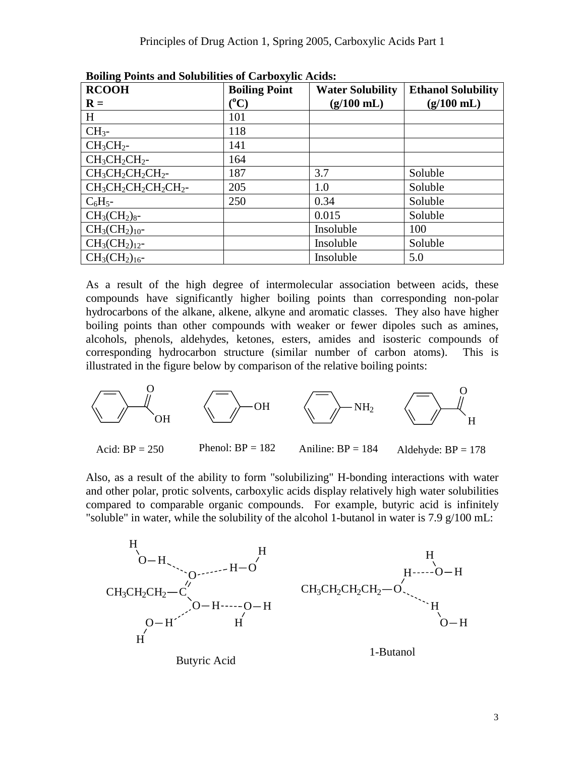**Boiling Points and Solubilities of Carboxylic Acids:**

| RCOOH<br>R = | Boiling Point ($^{o}C$) | Water Solubility (g/100 mL) | Ethanol Solubility (g/100 mL) |
|---|---|---|---|
| H | 101 | | |
| $CH_3$- | 118 | | |
| $CH_3CH_2$- | 141 | | |
| $CH_3CH_2CH_2$- | 164 | | |
| $CH_3CH_2CH_2CH_2$- | 187 | 3.7 | Soluble |
| $CH_3CH_2CH_2CH_2CH_2$- | 205 | 1.0 | Soluble |
| $C_6H_5$- | 250 | 0.34 | Soluble |
| $CH_3(CH_2)_8$- | | 0.015 | Soluble |
| $CH_3(CH_2)_{10}$- | | Insoluble | 100 |
| $CH_3(CH_2)_{12}$- | | Insoluble | Soluble |
| $CH_3(CH_2)_{16}$- | | Insoluble | 5.0 |

As a result of the high degree of intermolecular association between acids, these compounds have significantly higher boiling points than corresponding non-polar hydrocarbons of the alkane, alkene, alkyne and aromatic classes. They also have higher boiling points than other compounds with weaker or fewer dipoles such as amines, alcohols, phenols, aldehydes, ketones, esters, amides and isosteric compounds of corresponding hydrocarbon structure (similar number of carbon atoms). This is illustrated in the figure below by comparison of the relative boiling points:

Acid: BP = 250 Phenol: BP = 182 Aniline: BP = 184 Aldehyde: BP = 178

Also, as a result of the ability to form "solubilizing" H-bonding interactions with water and other polar, protic solvents, carboxylic acids display relatively high water solubilities compared to comparable organic compounds. For example, butyric acid is infinitely "soluble" in water, while the solubility of the alcohol 1-butanol in water is 7.9 g/100 mL:

Butyric Acid 1-Butanol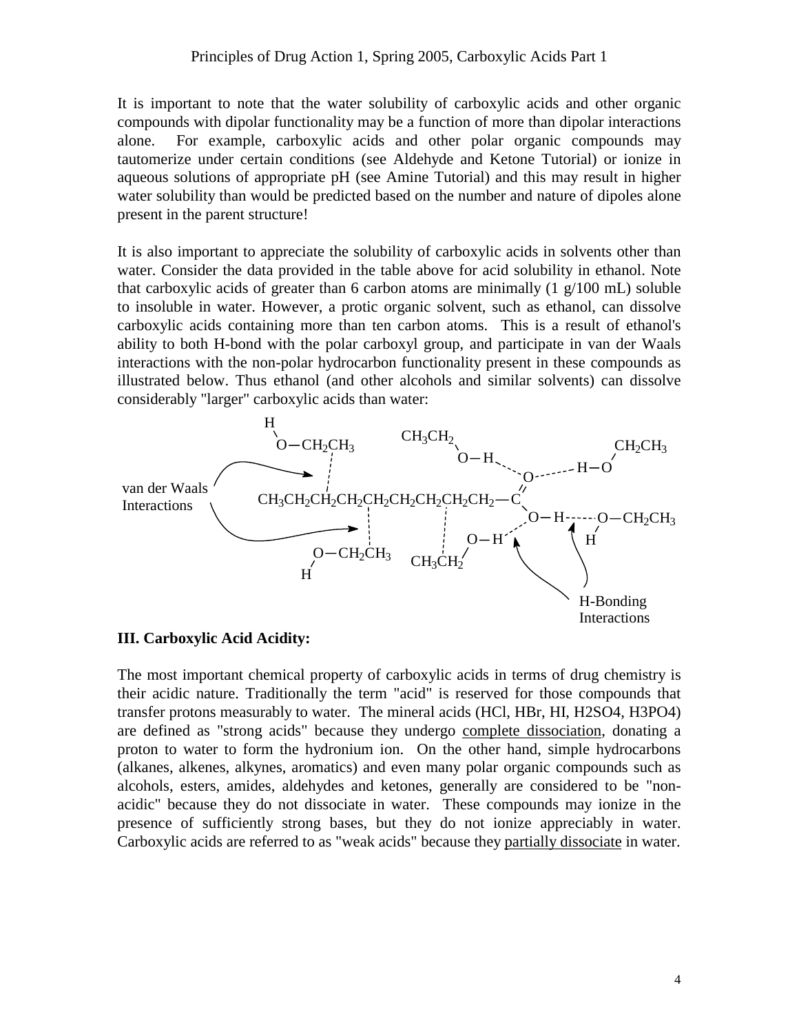It is important to note that the water solubility of carboxylic acids and other organic compounds with dipolar functionality may be a function of more than dipolar interactions alone. For example, carboxylic acids and other polar organic compounds may tautomerize under certain conditions (see Aldehyde and Ketone Tutorial) or ionize in aqueous solutions of appropriate pH (see Amine Tutorial) and this may result in higher water solubility than would be predicted based on the number and nature of dipoles alone present in the parent structure!

It is also important to appreciate the solubility of carboxylic acids in solvents other than water. Consider the data provided in the table above for acid solubility in ethanol. Note that carboxylic acids of greater than 6 carbon atoms are minimally (1 g/100 mL) soluble to insoluble in water. However, a protic organic solvent, such as ethanol, can dissolve carboxylic acids containing more than ten carbon atoms. This is a result of ethanol's ability to both H-bond with the polar carboxyl group, and participate in van der Waals interactions with the non-polar hydrocarbon functionality present in these compounds as illustrated below. Thus ethanol (and other alcohols and similar solvents) can dissolve considerably "larger" carboxylic acids than water:

van der Waals Interactions

$CH_3CH_2CH_2CH_2CH_2CH_2CH_2CH_2CH_2-COOH$ surrounded by $HO-CH_2CH_3$ (ethanol) molecules

H-Bonding Interactions

## III. Carboxylic Acid Acidity:

The most important chemical property of carboxylic acids in terms of drug chemistry is their acidic nature. Traditionally the term "acid" is reserved for those compounds that transfer protons measurably to water. The mineral acids (HCl, HBr, HI, H2SO4, H3PO4) are defined as "strong acids" because they undergo complete dissociation, donating a proton to water to form the hydronium ion. On the other hand, simple hydrocarbons (alkanes, alkenes, alkynes, aromatics) and even many polar organic compounds such as alcohols, esters, amides, aldehydes and ketones, generally are considered to be "non-acidic" because they do not dissociate in water. These compounds may ionize in the presence of sufficiently strong bases, but they do not ionize appreciably in water. Carboxylic acids are referred to as "weak acids" because they partially dissociate in water.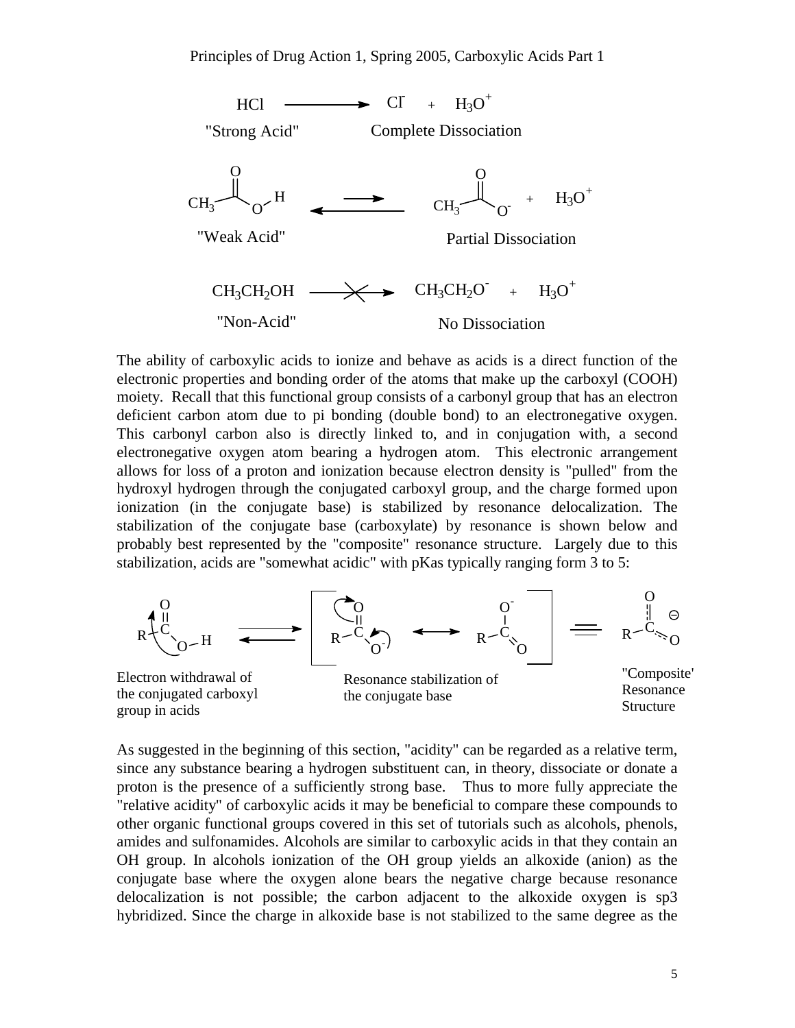$HCl \longrightarrow Cl^- + H_3O^+$

"Strong Acid" — Complete Dissociation

$CH_3COOH \rightleftharpoons CH_3COO^- + H_3O^+$

"Weak Acid" — Partial Dissociation

$CH_3CH_2OH \not\longrightarrow CH_3CH_2O^- + H_3O^+$

"Non-Acid" — No Dissociation

The ability of carboxylic acids to ionize and behave as acids is a direct function of the electronic properties and bonding order of the atoms that make up the carboxyl (COOH) moiety. Recall that this functional group consists of a carbonyl group that has an electron deficient carbon atom due to pi bonding (double bond) to an electronegative oxygen. This carbonyl carbon also is directly linked to, and in conjugation with, a second electronegative oxygen atom bearing a hydrogen atom. This electronic arrangement allows for loss of a proton and ionization because electron density is "pulled" from the hydroxyl hydrogen through the conjugated carboxyl group, and the charge formed upon ionization (in the conjugate base) is stabilized by resonance delocalization. The stabilization of the conjugate base (carboxylate) by resonance is shown below and probably best represented by the "composite" resonance structure. Largely due to this stabilization, acids are "somewhat acidic" with pKas typically ranging form 3 to 5:

Electron withdrawal of the conjugated carboxyl group in acids

Resonance stabilization of the conjugate base

"Composite' Resonance Structure

As suggested in the beginning of this section, "acidity" can be regarded as a relative term, since any substance bearing a hydrogen substituent can, in theory, dissociate or donate a proton is the presence of a sufficiently strong base. Thus to more fully appreciate the "relative acidity" of carboxylic acids it may be beneficial to compare these compounds to other organic functional groups covered in this set of tutorials such as alcohols, phenols, amides and sulfonamides. Alcohols are similar to carboxylic acids in that they contain an OH group. In alcohols ionization of the OH group yields an alkoxide (anion) as the conjugate base where the oxygen alone bears the negative charge because resonance delocalization is not possible; the carbon adjacent to the alkoxide oxygen is sp3 hybridized. Since the charge in alkoxide base is not stabilized to the same degree as the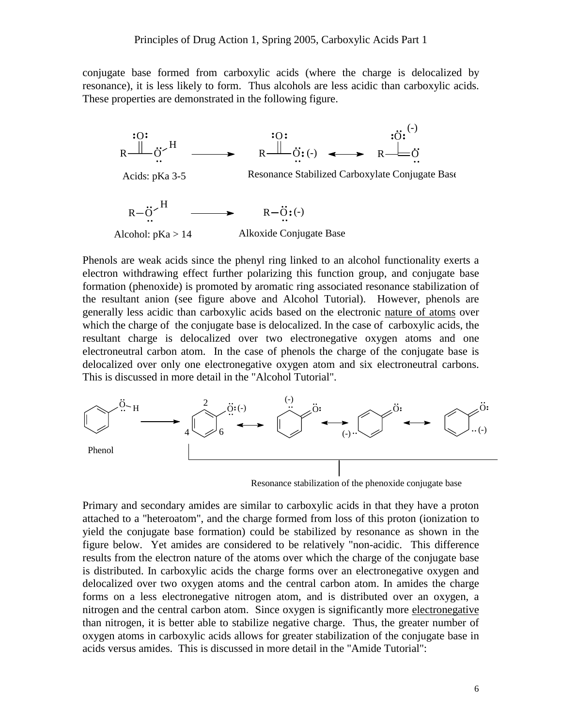conjugate base formed from carboxylic acids (where the charge is delocalized by resonance), it is less likely to form. Thus alcohols are less acidic than carboxylic acids. These properties are demonstrated in the following figure.

Acids: pKa 3-5

Resonance Stabilized Carboxylate Conjugate Base

Alcohol: pKa > 14

Alkoxide Conjugate Base

Phenols are weak acids since the phenyl ring linked to an alcohol functionality exerts a electron withdrawing effect further polarizing this function group, and conjugate base formation (phenoxide) is promoted by aromatic ring associated resonance stabilization of the resultant anion (see figure above and Alcohol Tutorial). However, phenols are generally less acidic than carboxylic acids based on the electronic nature of atoms over which the charge of the conjugate base is delocalized. In the case of carboxylic acids, the resultant charge is delocalized over two electronegative oxygen atoms and one electroneutral carbon atom. In the case of phenols the charge of the conjugate base is delocalized over only one electronegative oxygen atom and six electroneutral carbons. This is discussed in more detail in the "Alcohol Tutorial".

Phenol

Resonance stabilization of the phenoxide conjugate base

Primary and secondary amides are similar to carboxylic acids in that they have a proton attached to a "heteroatom", and the charge formed from loss of this proton (ionization to yield the conjugate base formation) could be stabilized by resonance as shown in the figure below. Yet amides are considered to be relatively "non-acidic. This difference results from the electron nature of the atoms over which the charge of the conjugate base is distributed. In carboxylic acids the charge forms over an electronegative oxygen and delocalized over two oxygen atoms and the central carbon atom. In amides the charge forms on a less electronegative nitrogen atom, and is distributed over an oxygen, a nitrogen and the central carbon atom. Since oxygen is significantly more electronegative than nitrogen, it is better able to stabilize negative charge. Thus, the greater number of oxygen atoms in carboxylic acids allows for greater stabilization of the conjugate base in acids versus amides. This is discussed in more detail in the "Amide Tutorial":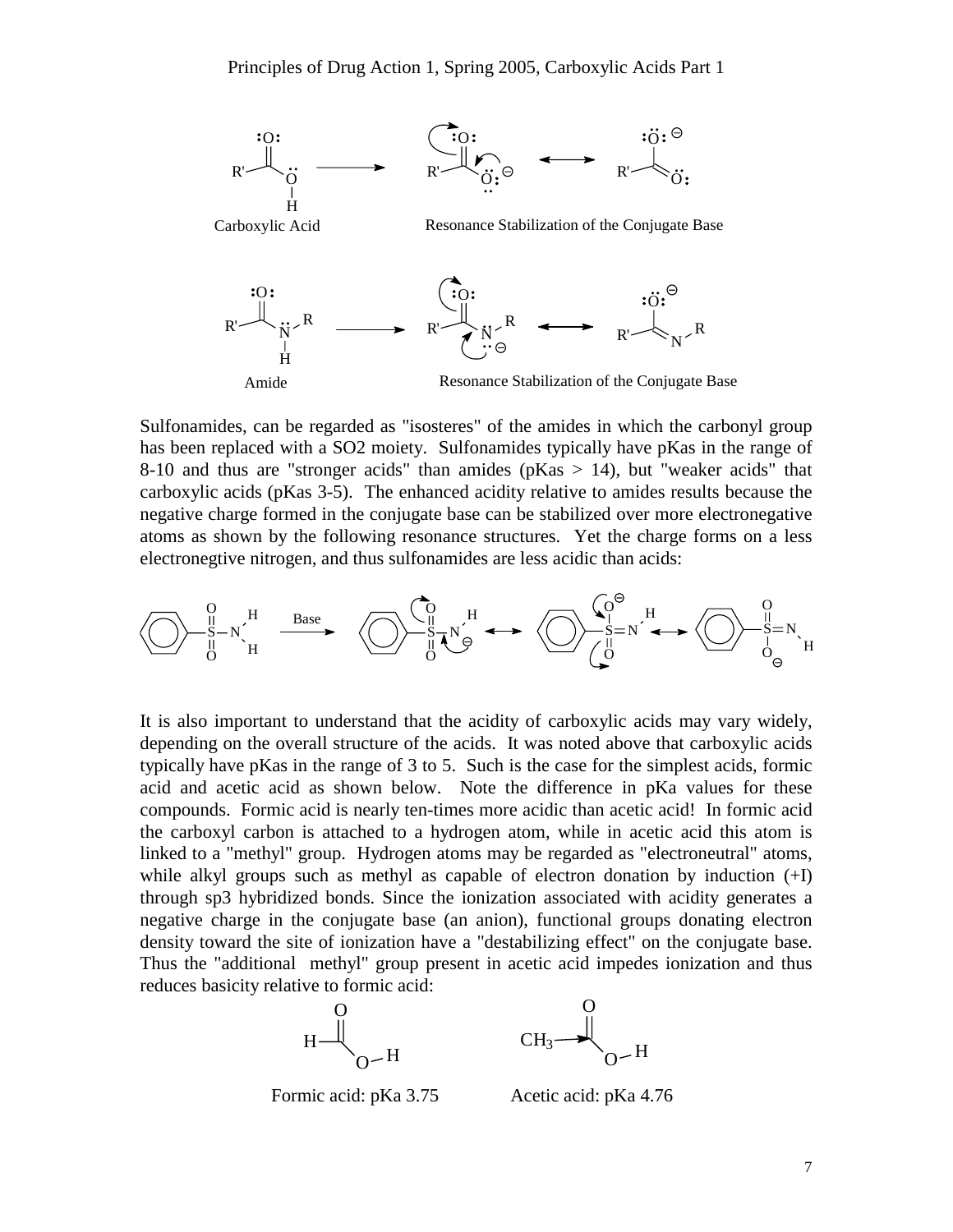Carboxylic Acid

Resonance Stabilization of the Conjugate Base

Amide

Resonance Stabilization of the Conjugate Base

Sulfonamides, can be regarded as "isosteres" of the amides in which the carbonyl group has been replaced with a SO2 moiety. Sulfonamides typically have pKas in the range of 8-10 and thus are "stronger acids" than amides (pKas > 14), but "weaker acids" that carboxylic acids (pKas 3-5). The enhanced acidity relative to amides results because the negative charge formed in the conjugate base can be stabilized over more electronegative atoms as shown by the following resonance structures. Yet the charge forms on a less electronegtive nitrogen, and thus sulfonamides are less acidic than acids:

Base

It is also important to understand that the acidity of carboxylic acids may vary widely, depending on the overall structure of the acids. It was noted above that carboxylic acids typically have pKas in the range of 3 to 5. Such is the case for the simplest acids, formic acid and acetic acid as shown below. Note the difference in pKa values for these compounds. Formic acid is nearly ten-times more acidic than acetic acid! In formic acid the carboxyl carbon is attached to a hydrogen atom, while in acetic acid this atom is linked to a "methyl" group. Hydrogen atoms may be regarded as "electroneutral" atoms, while alkyl groups such as methyl as capable of electron donation by induction (+I) through sp3 hybridized bonds. Since the ionization associated with acidity generates a negative charge in the conjugate base (an anion), functional groups donating electron density toward the site of ionization have a "destabilizing effect" on the conjugate base. Thus the "additional methyl" group present in acetic acid impedes ionization and thus reduces basicity relative to formic acid:

Formic acid: pKa 3.75 Acetic acid: pKa 4.76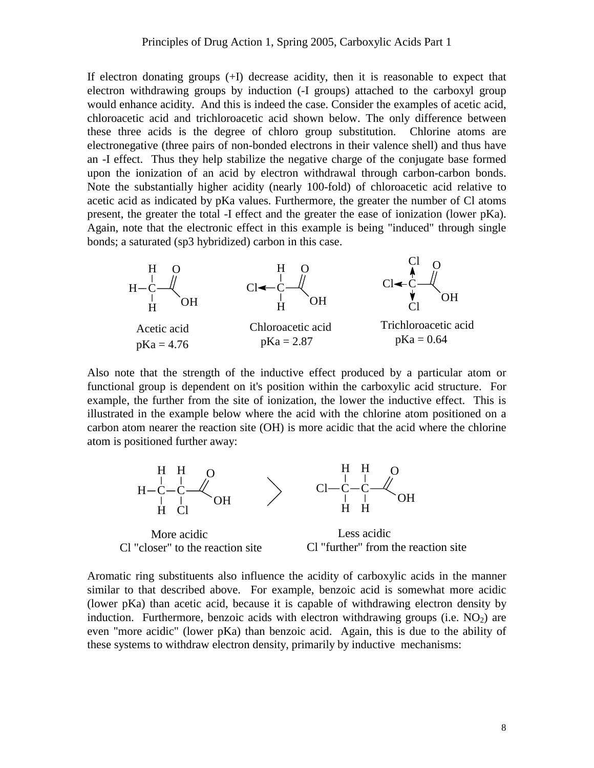If electron donating groups (+I) decrease acidity, then it is reasonable to expect that electron withdrawing groups by induction (-I groups) attached to the carboxyl group would enhance acidity. And this is indeed the case. Consider the examples of acetic acid, chloroacetic acid and trichloroacetic acid shown below. The only difference between these three acids is the degree of chloro group substitution. Chlorine atoms are electronegative (three pairs of non-bonded electrons in their valence shell) and thus have an -I effect. Thus they help stabilize the negative charge of the conjugate base formed upon the ionization of an acid by electron withdrawal through carbon-carbon bonds. Note the substantially higher acidity (nearly 100-fold) of chloroacetic acid relative to acetic acid as indicated by pKa values. Furthermore, the greater the number of Cl atoms present, the greater the total -I effect and the greater the ease of ionization (lower pKa). Again, note that the electronic effect in this example is being "induced" through single bonds; a saturated (sp3 hybridized) carbon in this case.

Acetic acid
pKa = 4.76

Chloroacetic acid
pKa = 2.87

Trichloroacetic acid
pKa = 0.64

Also note that the strength of the inductive effect produced by a particular atom or functional group is dependent on it's position within the carboxylic acid structure. For example, the further from the site of ionization, the lower the inductive effect. This is illustrated in the example below where the acid with the chlorine atom positioned on a carbon atom nearer the reaction site (OH) is more acidic that the acid where the chlorine atom is positioned further away:

More acidic
Cl "closer" to the reaction site

>

Less acidic
Cl "further" from the reaction site

Aromatic ring substituents also influence the acidity of carboxylic acids in the manner similar to that described above. For example, benzoic acid is somewhat more acidic (lower pKa) than acetic acid, because it is capable of withdrawing electron density by induction. Furthermore, benzoic acids with electron withdrawing groups (i.e. $NO_2$) are even "more acidic" (lower pKa) than benzoic acid. Again, this is due to the ability of these systems to withdraw electron density, primarily by inductive mechanisms: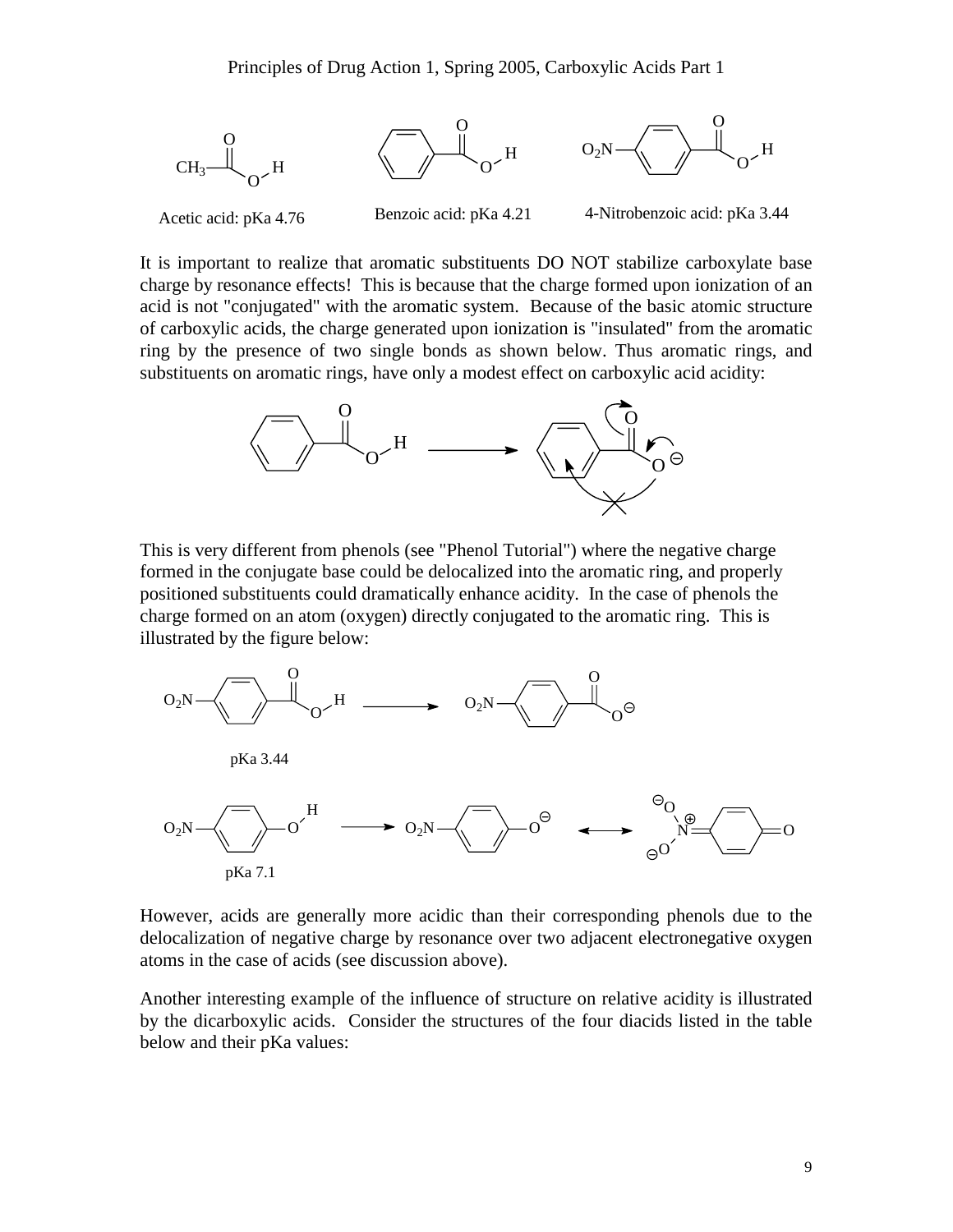Acetic acid: pKa 4.76

Benzoic acid: pKa 4.21

4-Nitrobenzoic acid: pKa 3.44

It is important to realize that aromatic substituents DO NOT stabilize carboxylate base charge by resonance effects! This is because that the charge formed upon ionization of an acid is not "conjugated" with the aromatic system. Because of the basic atomic structure of carboxylic acids, the charge generated upon ionization is "insulated" from the aromatic ring by the presence of two single bonds as shown below. Thus aromatic rings, and substituents on aromatic rings, have only a modest effect on carboxylic acid acidity:

This is very different from phenols (see "Phenol Tutorial") where the negative charge formed in the conjugate base could be delocalized into the aromatic ring, and properly positioned substituents could dramatically enhance acidity. In the case of phenols the charge formed on an atom (oxygen) directly conjugated to the aromatic ring. This is illustrated by the figure below:

pKa 3.44

pKa 7.1

However, acids are generally more acidic than their corresponding phenols due to the delocalization of negative charge by resonance over two adjacent electronegative oxygen atoms in the case of acids (see discussion above).

Another interesting example of the influence of structure on relative acidity is illustrated by the dicarboxylic acids. Consider the structures of the four diacids listed in the table below and their pKa values: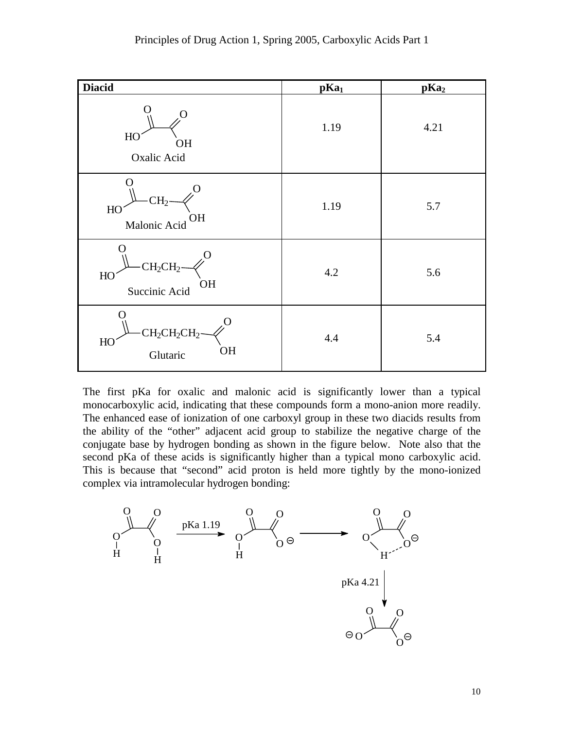| Diacid | $pKa_1$ | $pKa_2$ |
|---|---|---|
| $HOOC-COOH$ Oxalic Acid | 1.19 | 4.21 |
| $HOOC-CH_2-COOH$ Malonic Acid | 1.19 | 5.7 |
| $HOOC-CH_2CH_2-COOH$ Succinic Acid | 4.2 | 5.6 |
| $HOOC-CH_2CH_2CH_2-COOH$ Glutaric | 4.4 | 5.4 |

The first pKa for oxalic and malonic acid is significantly lower than a typical monocarboxylic acid, indicating that these compounds form a mono-anion more readily. The enhanced ease of ionization of one carboxyl group in these two diacids results from the ability of the "other" adjacent acid group to stabilize the negative charge of the conjugate base by hydrogen bonding as shown in the figure below. Note also that the second pKa of these acids is significantly higher than a typical mono carboxylic acid. This is because that "second" acid proton is held more tightly by the mono-ionized complex via intramolecular hydrogen bonding:

pKa 1.19

pKa 4.21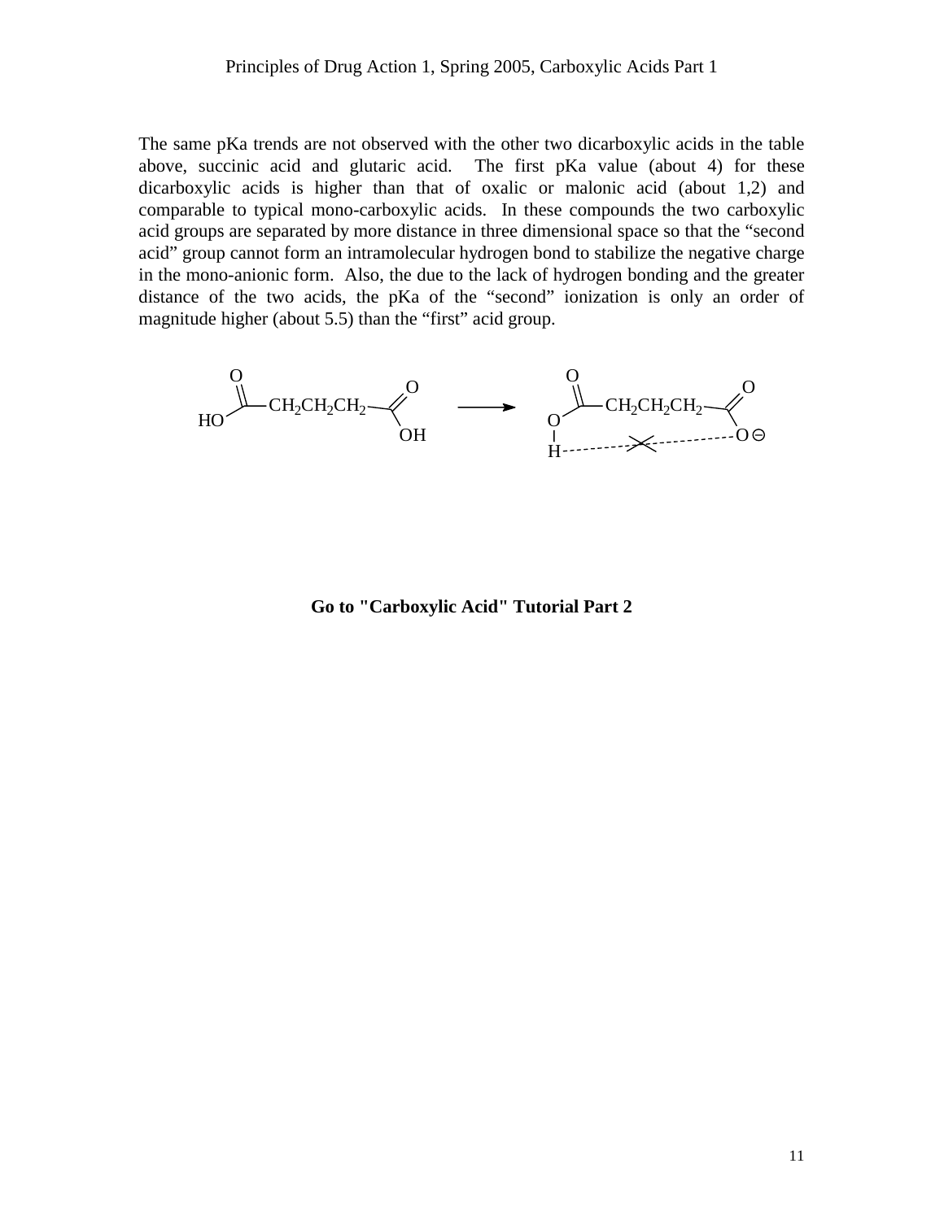The same pKa trends are not observed with the other two dicarboxylic acids in the table above, succinic acid and glutaric acid. The first pKa value (about 4) for these dicarboxylic acids is higher than that of oxalic or malonic acid (about 1,2) and comparable to typical mono-carboxylic acids. In these compounds the two carboxylic acid groups are separated by more distance in three dimensional space so that the "second acid" group cannot form an intramolecular hydrogen bond to stabilize the negative charge in the mono-anionic form. Also, the due to the lack of hydrogen bonding and the greater distance of the two acids, the pKa of the "second" ionization is only an order of magnitude higher (about 5.5) than the "first" acid group.

**Go to "Carboxylic Acid" Tutorial Part 2**